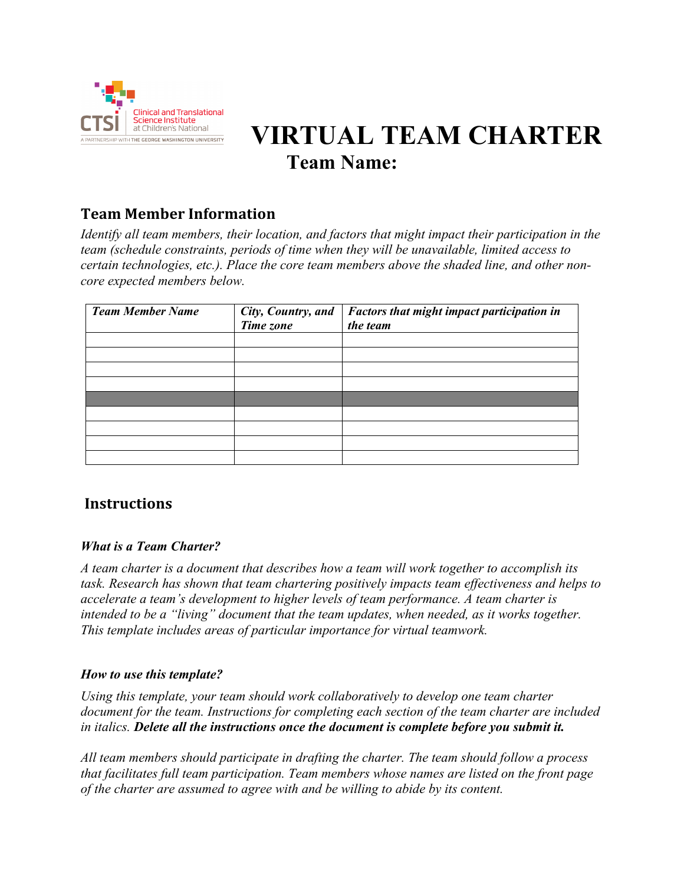# VIRTUAL TEAM CHARTER

## Team Name:

### Team Member Information

*Identify all team members, their location, and factors that might impact their participation in the team (schedule constraints, periods of time when they will be unavailable, limited access to certain technologies, etc.). Place the core team members above the shaded line, and other non-core expected members below.*

| ***Team Member Name*** | ***City, Country, and Time zone*** | ***Factors that might impact participation in the team*** |
|---|---|---|
| | | |
| | | |
| | | |
| | | |
| | | |
| | | |
| | | |
| | | |
| | | |

### Instructions

***What is a Team Charter?***

*A team charter is a document that describes how a team will work together to accomplish its task. Research has shown that team chartering positively impacts team effectiveness and helps to accelerate a team's development to higher levels of team performance. A team charter is intended to be a "living" document that the team updates, when needed, as it works together. This template includes areas of particular importance for virtual teamwork.*

***How to use this template?***

*Using this template, your team should work collaboratively to develop one team charter document for the team. Instructions for completing each section of the team charter are included in italics.* ***Delete all the instructions once the document is complete before you submit it.***

*All team members should participate in drafting the charter. The team should follow a process that facilitates full team participation. Team members whose names are listed on the front page of the charter are assumed to agree with and be willing to abide by its content.*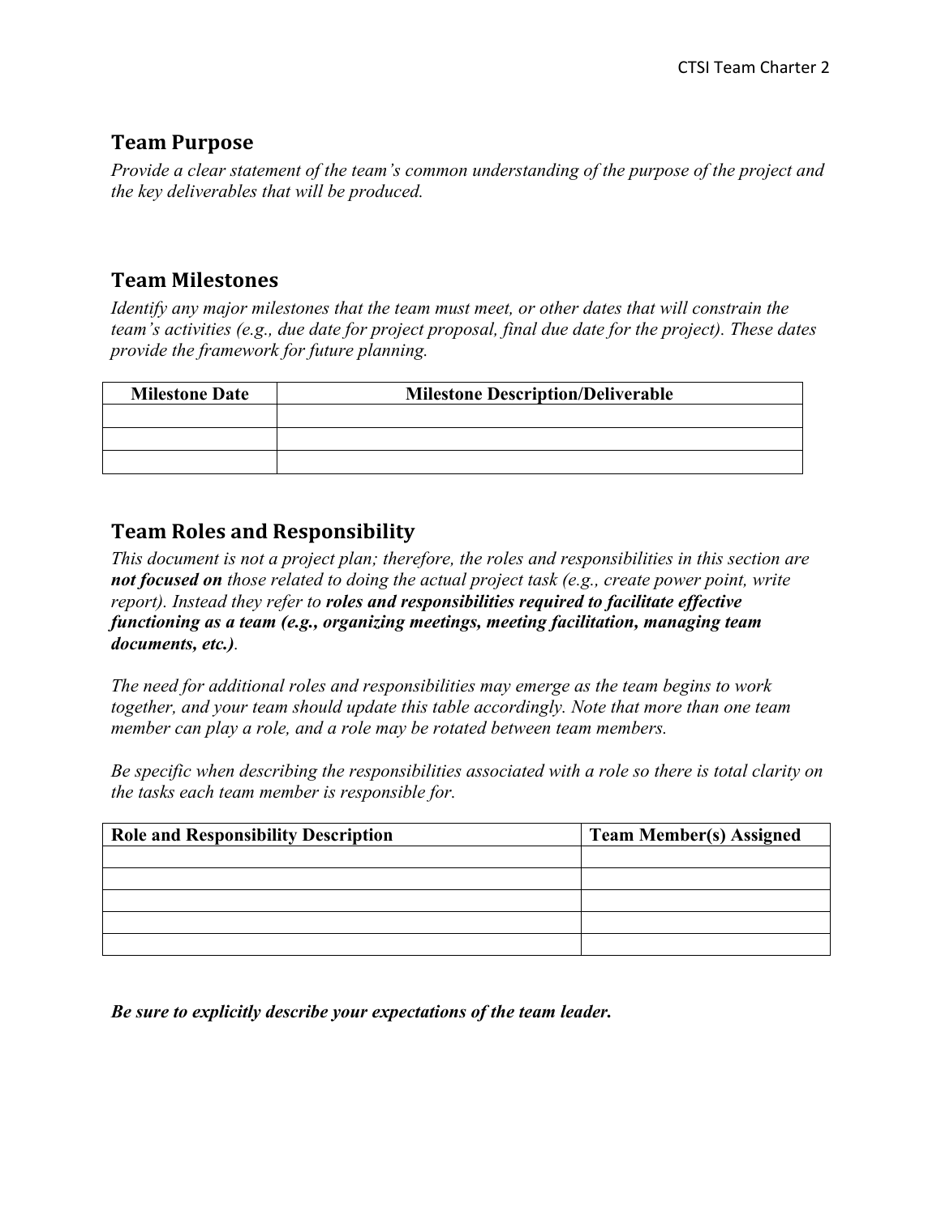## Team Purpose

*Provide a clear statement of the team's common understanding of the purpose of the project and the key deliverables that will be produced.*

## Team Milestones

*Identify any major milestones that the team must meet, or other dates that will constrain the team's activities (e.g., due date for project proposal, final due date for the project). These dates provide the framework for future planning.*

| Milestone Date | Milestone Description/Deliverable |
|---|---|
| | |
| | |
| | |

## Team Roles and Responsibility

*This document is not a project plan; therefore, the roles and responsibilities in this section are **not focused on** those related to doing the actual project task (e.g., create power point, write report). Instead they refer to **roles and responsibilities required to facilitate effective functioning as a team (e.g., organizing meetings, meeting facilitation, managing team documents, etc.)**.*

*The need for additional roles and responsibilities may emerge as the team begins to work together, and your team should update this table accordingly. Note that more than one team member can play a role, and a role may be rotated between team members.*

*Be specific when describing the responsibilities associated with a role so there is total clarity on the tasks each team member is responsible for.*

| Role and Responsibility Description | Team Member(s) Assigned |
|---|---|
| | |
| | |
| | |
| | |
| | |

***Be sure to explicitly describe your expectations of the team leader.***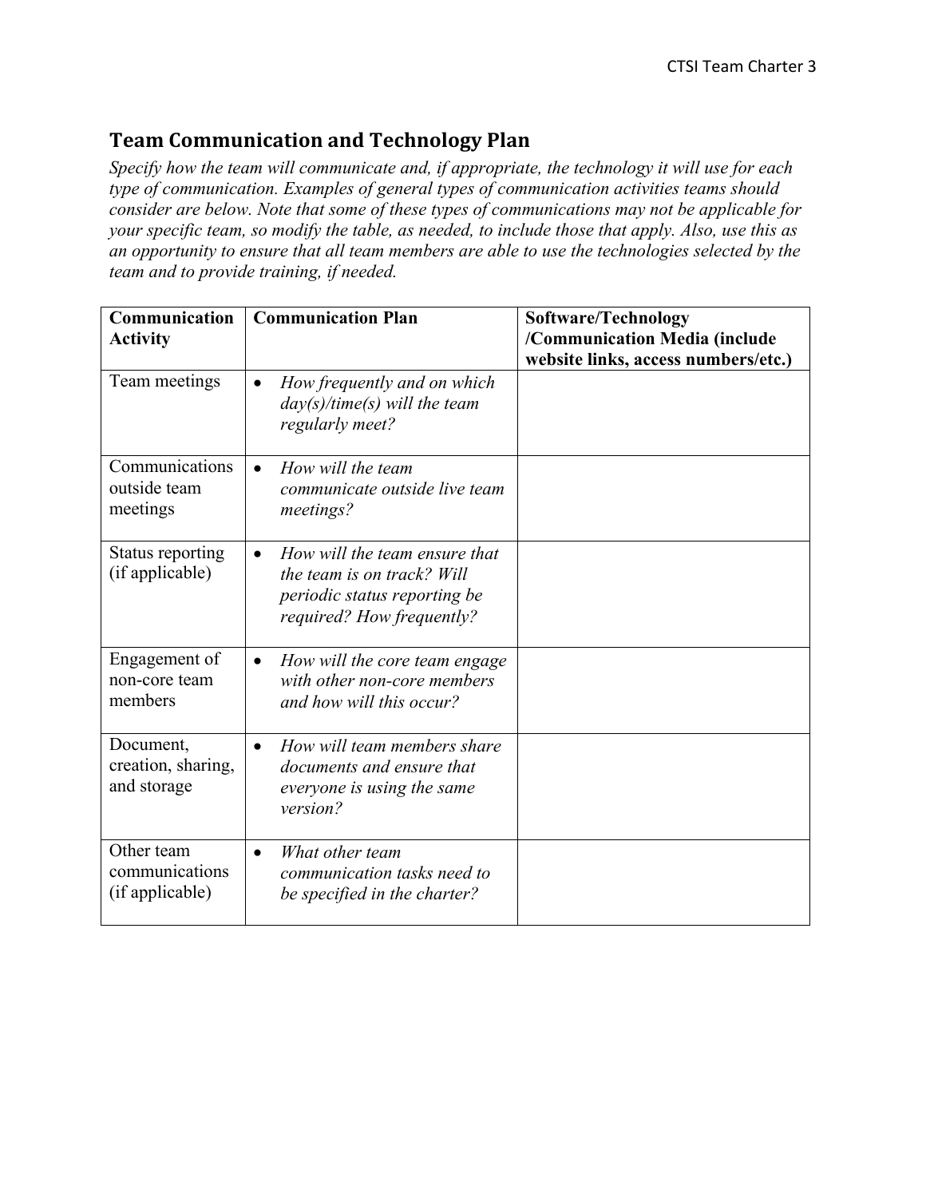## Team Communication and Technology Plan

*Specify how the team will communicate and, if appropriate, the technology it will use for each type of communication. Examples of general types of communication activities teams should consider are below. Note that some of these types of communications may not be applicable for your specific team, so modify the table, as needed, to include those that apply. Also, use this as an opportunity to ensure that all team members are able to use the technologies selected by the team and to provide training, if needed.*

| Communication Activity | Communication Plan | Software/Technology /Communication Media (include website links, access numbers/etc.) |
|---|---|---|
| Team meetings | • *How frequently and on which day(s)/time(s) will the team regularly meet?* | |
| Communications outside team meetings | • *How will the team communicate outside live team meetings?* | |
| Status reporting (if applicable) | • *How will the team ensure that the team is on track? Will periodic status reporting be required? How frequently?* | |
| Engagement of non-core team members | • *How will the core team engage with other non-core members and how will this occur?* | |
| Document, creation, sharing, and storage | • *How will team members share documents and ensure that everyone is using the same version?* | |
| Other team communications (if applicable) | • *What other team communication tasks need to be specified in the charter?* | |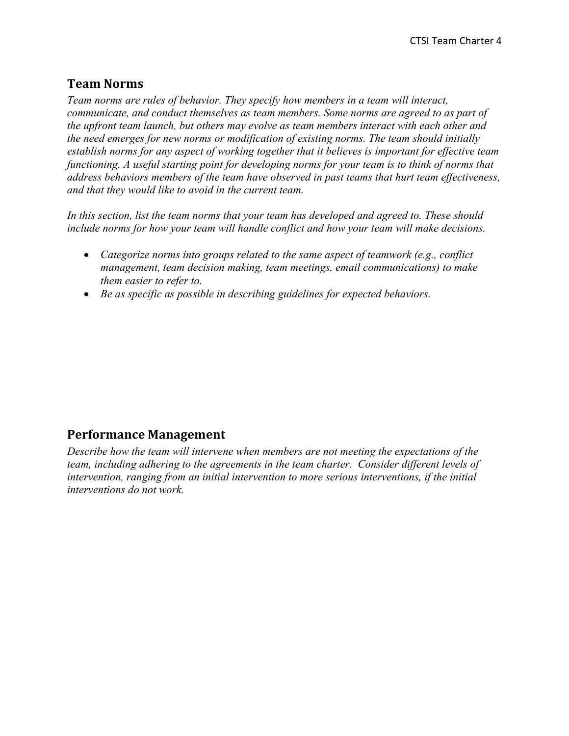## Team Norms

*Team norms are rules of behavior. They specify how members in a team will interact, communicate, and conduct themselves as team members. Some norms are agreed to as part of the upfront team launch, but others may evolve as team members interact with each other and the need emerges for new norms or modification of existing norms. The team should initially establish norms for any aspect of working together that it believes is important for effective team functioning. A useful starting point for developing norms for your team is to think of norms that address behaviors members of the team have observed in past teams that hurt team effectiveness, and that they would like to avoid in the current team.*

*In this section, list the team norms that your team has developed and agreed to. These should include norms for how your team will handle conflict and how your team will make decisions.*

- *Categorize norms into groups related to the same aspect of teamwork (e.g., conflict management, team decision making, team meetings, email communications) to make them easier to refer to.*
- *Be as specific as possible in describing guidelines for expected behaviors.*

## Performance Management

*Describe how the team will intervene when members are not meeting the expectations of the team, including adhering to the agreements in the team charter. Consider different levels of intervention, ranging from an initial intervention to more serious interventions, if the initial interventions do not work.*